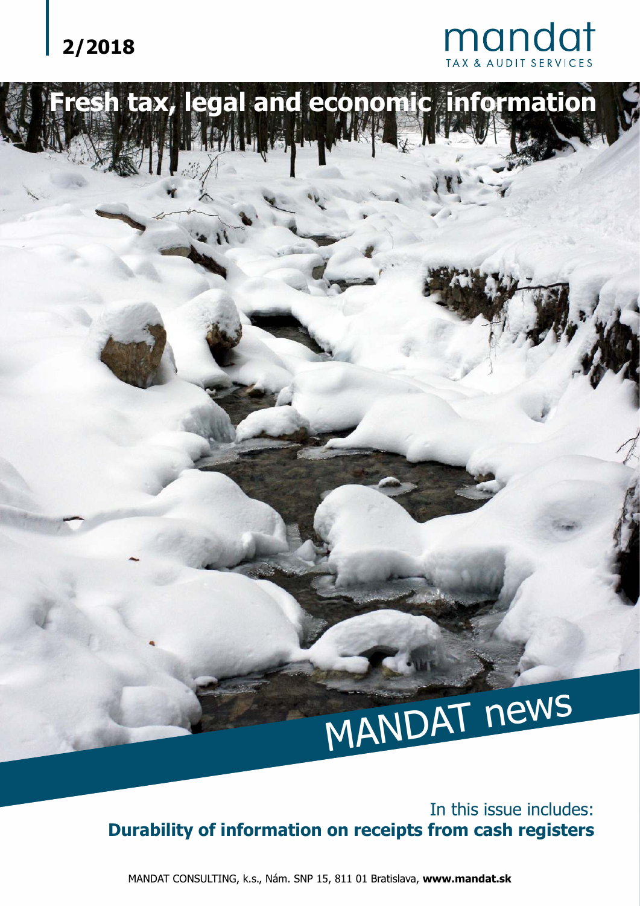2/2018

mandat
TAX & AUDIT SERVICES

# Fresh tax, legal and economic information

# MANDAT news

In this issue includes:
**Durability of information on receipts from cash registers**

MANDAT CONSULTING, k.s., Nám. SNP 15, 811 01 Bratislava, **www.mandat.sk**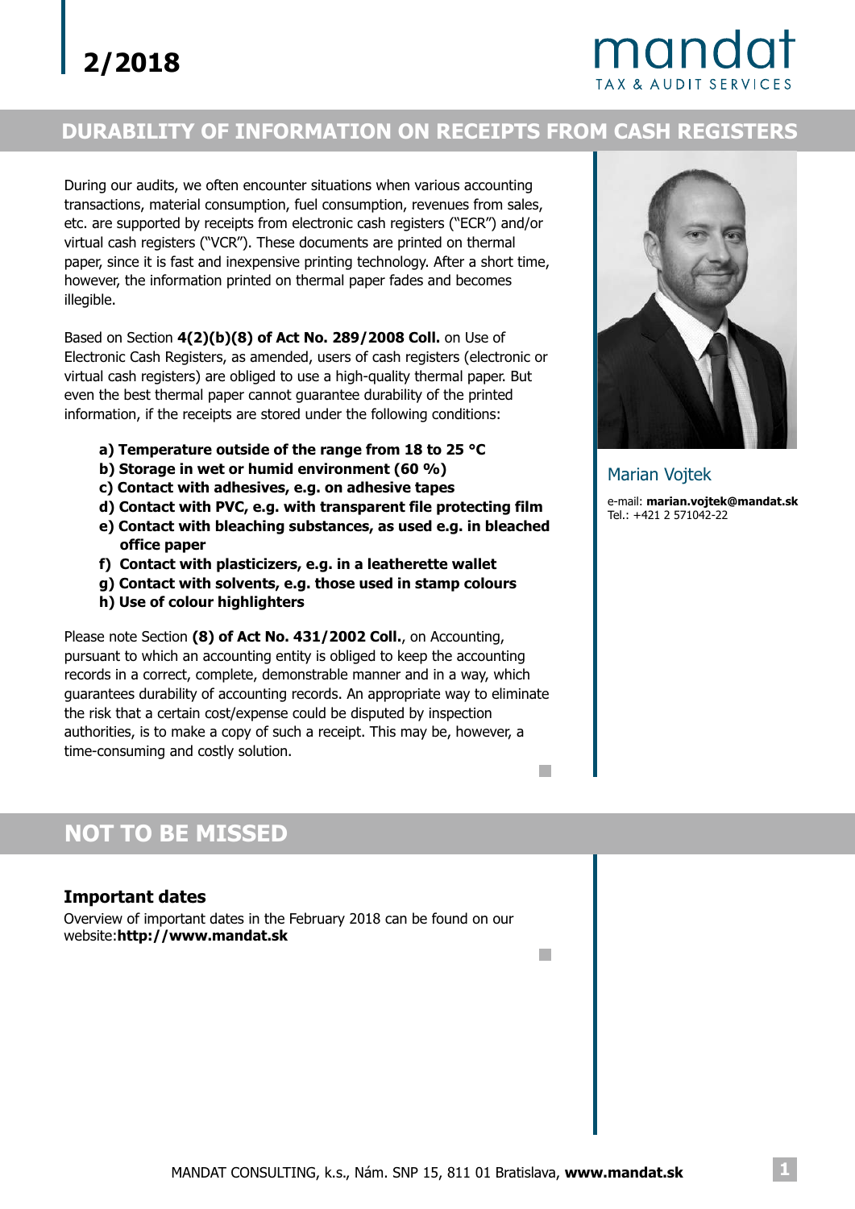2/2018

# DURABILITY OF INFORMATION ON RECEIPTS FROM CASH REGISTERS

During our audits, we often encounter situations when various accounting transactions, material consumption, fuel consumption, revenues from sales, etc. are supported by receipts from electronic cash registers ("ECR") and/or virtual cash registers ("VCR"). These documents are printed on thermal paper, since it is fast and inexpensive printing technology. After a short time, however, the information printed on thermal paper fades and becomes illegible.

Based on Section **4(2)(b)(8) of Act No. 289/2008 Coll.** on Use of Electronic Cash Registers, as amended, users of cash registers (electronic or virtual cash registers) are obliged to use a high-quality thermal paper. But even the best thermal paper cannot guarantee durability of the printed information, if the receipts are stored under the following conditions:

**a) Temperature outside of the range from 18 to 25 °C**
**b) Storage in wet or humid environment (60 %)**
**c) Contact with adhesives, e.g. on adhesive tapes**
**d) Contact with PVC, e.g. with transparent file protecting film**
**e) Contact with bleaching substances, as used e.g. in bleached office paper**
**f) Contact with plasticizers, e.g. in a leatherette wallet**
**g) Contact with solvents, e.g. those used in stamp colours**
**h) Use of colour highlighters**

Please note Section **(8) of Act No. 431/2002 Coll.**, on Accounting, pursuant to which an accounting entity is obliged to keep the accounting records in a correct, complete, demonstrable manner and in a way, which guarantees durability of accounting records. An appropriate way to eliminate the risk that a certain cost/expense could be disputed by inspection authorities, is to make a copy of such a receipt. This may be, however, a time-consuming and costly solution.

Marian Vojtek

e-mail: **marian.vojtek@mandat.sk**
Tel.: +421 2 571042-22

# NOT TO BE MISSED

### Important dates

Overview of important dates in the February 2018 can be found on our website:**http://www.mandat.sk**

MANDAT CONSULTING, k.s., Nám. SNP 15, 811 01 Bratislava, **www.mandat.sk**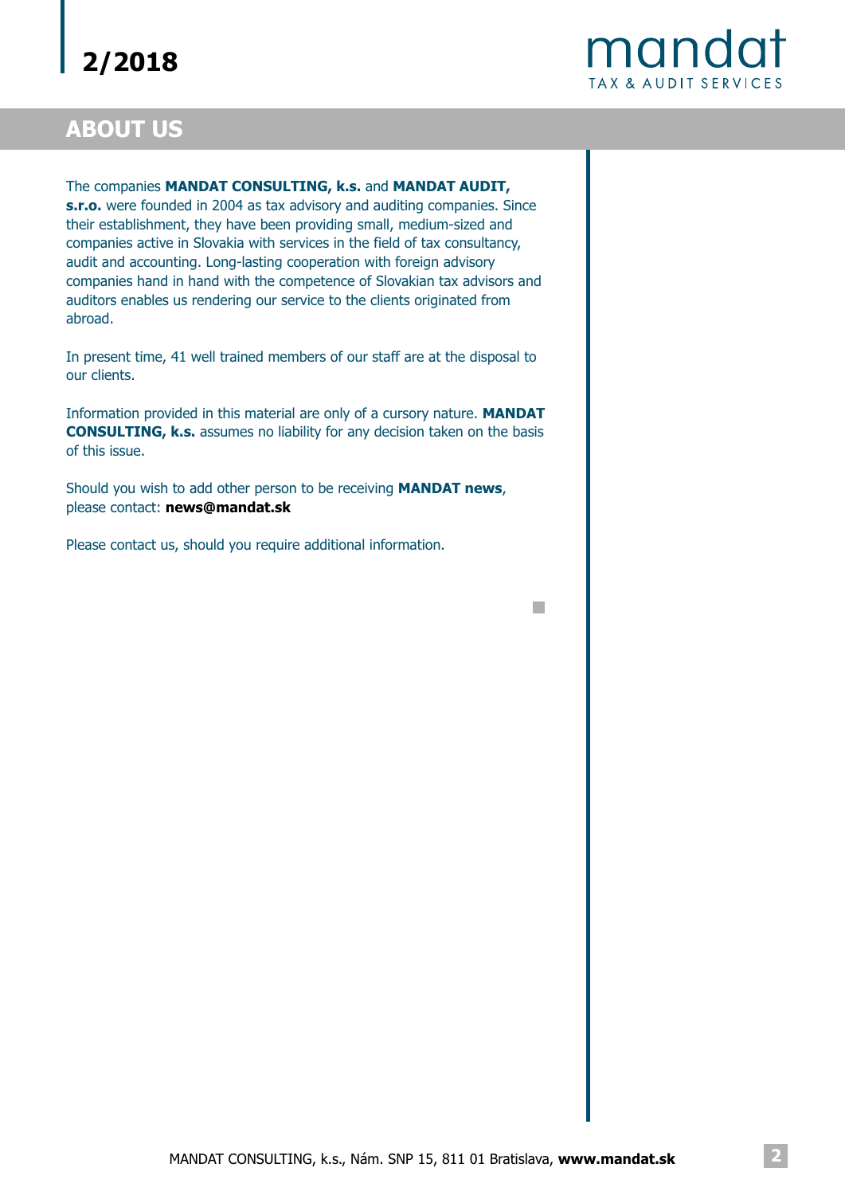## ABOUT US

The companies **MANDAT CONSULTING, k.s.** and **MANDAT AUDIT, s.r.o.** were founded in 2004 as tax advisory and auditing companies. Since their establishment, they have been providing small, medium-sized and companies active in Slovakia with services in the field of tax consultancy, audit and accounting. Long-lasting cooperation with foreign advisory companies hand in hand with the competence of Slovakian tax advisors and auditors enables us rendering our service to the clients originated from abroad.

In present time, 41 well trained members of our staff are at the disposal to our clients.

Information provided in this material are only of a cursory nature. **MANDAT CONSULTING, k.s.** assumes no liability for any decision taken on the basis of this issue.

Should you wish to add other person to be receiving **MANDAT news**, please contact: **news@mandat.sk**

Please contact us, should you require additional information.